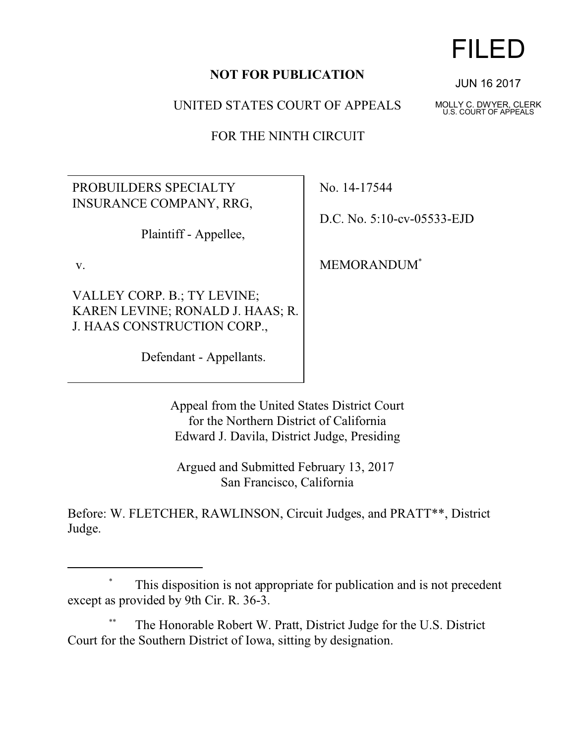**NOT FOR PUBLICATION**

FILED

JUN 16 2017

MOLLY C. DWYER, CLERK
U.S. COURT OF APPEALS

UNITED STATES COURT OF APPEALS

FOR THE NINTH CIRCUIT

| | |
|---|---|
| PROBUILDERS SPECIALTY INSURANCE COMPANY, RRG,<br><br>Plaintiff - Appellee,<br><br>v.<br><br>VALLEY CORP. B.; TY LEVINE; KAREN LEVINE; RONALD J. HAAS; R. J. HAAS CONSTRUCTION CORP.,<br><br>Defendant - Appellants. | No. 14-17544<br><br>D.C. No. 5:10-cv-05533-EJD<br><br>MEMORANDUM* |

Appeal from the United States District Court
for the Northern District of California
Edward J. Davila, District Judge, Presiding

Argued and Submitted February 13, 2017
San Francisco, California

Before: W. FLETCHER, RAWLINSON, Circuit Judges, and PRATT**, District Judge.

---

\* This disposition is not appropriate for publication and is not precedent except as provided by 9th Cir. R. 36-3.

\*\* The Honorable Robert W. Pratt, District Judge for the U.S. District Court for the Southern District of Iowa, sitting by designation.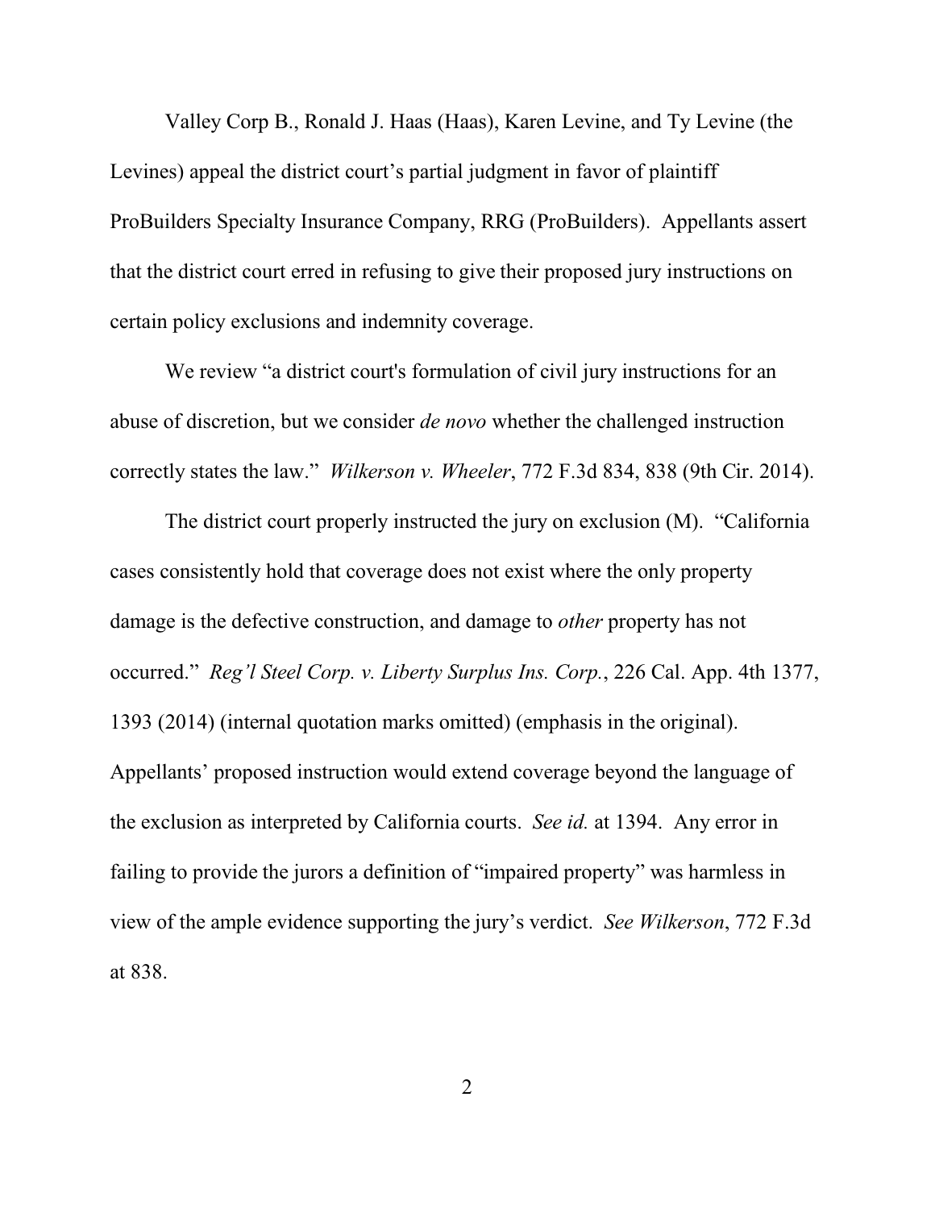Valley Corp B., Ronald J. Haas (Haas), Karen Levine, and Ty Levine (the Levines) appeal the district court's partial judgment in favor of plaintiff ProBuilders Specialty Insurance Company, RRG (ProBuilders). Appellants assert that the district court erred in refusing to give their proposed jury instructions on certain policy exclusions and indemnity coverage.

We review "a district court's formulation of civil jury instructions for an abuse of discretion, but we consider *de novo* whether the challenged instruction correctly states the law." *Wilkerson v. Wheeler*, 772 F.3d 834, 838 (9th Cir. 2014).

The district court properly instructed the jury on exclusion (M). "California cases consistently hold that coverage does not exist where the only property damage is the defective construction, and damage to *other* property has not occurred." *Reg'l Steel Corp. v. Liberty Surplus Ins. Corp.*, 226 Cal. App. 4th 1377, 1393 (2014) (internal quotation marks omitted) (emphasis in the original). Appellants' proposed instruction would extend coverage beyond the language of the exclusion as interpreted by California courts. *See id.* at 1394. Any error in failing to provide the jurors a definition of "impaired property" was harmless in view of the ample evidence supporting the jury's verdict. *See Wilkerson*, 772 F.3d at 838.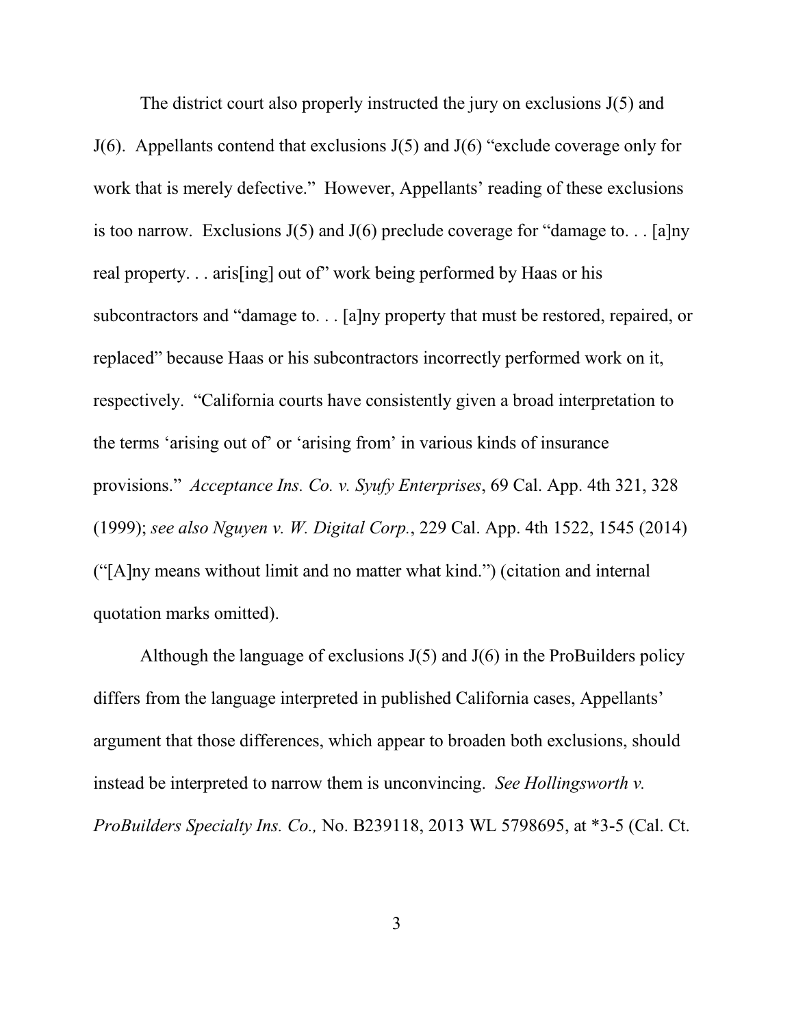The district court also properly instructed the jury on exclusions J(5) and J(6). Appellants contend that exclusions J(5) and J(6) "exclude coverage only for work that is merely defective." However, Appellants' reading of these exclusions is too narrow. Exclusions J(5) and J(6) preclude coverage for "damage to. . . [a]ny real property. . . aris[ing] out of" work being performed by Haas or his subcontractors and "damage to. . . [a]ny property that must be restored, repaired, or replaced" because Haas or his subcontractors incorrectly performed work on it, respectively. "California courts have consistently given a broad interpretation to the terms 'arising out of' or 'arising from' in various kinds of insurance provisions." *Acceptance Ins. Co. v. Syufy Enterprises*, 69 Cal. App. 4th 321, 328 (1999); *see also Nguyen v. W. Digital Corp.*, 229 Cal. App. 4th 1522, 1545 (2014) ("[A]ny means without limit and no matter what kind.") (citation and internal quotation marks omitted).

Although the language of exclusions J(5) and J(6) in the ProBuilders policy differs from the language interpreted in published California cases, Appellants' argument that those differences, which appear to broaden both exclusions, should instead be interpreted to narrow them is unconvincing. *See Hollingsworth v. ProBuilders Specialty Ins. Co.,* No. B239118, 2013 WL 5798695, at *3-5 (Cal. Ct.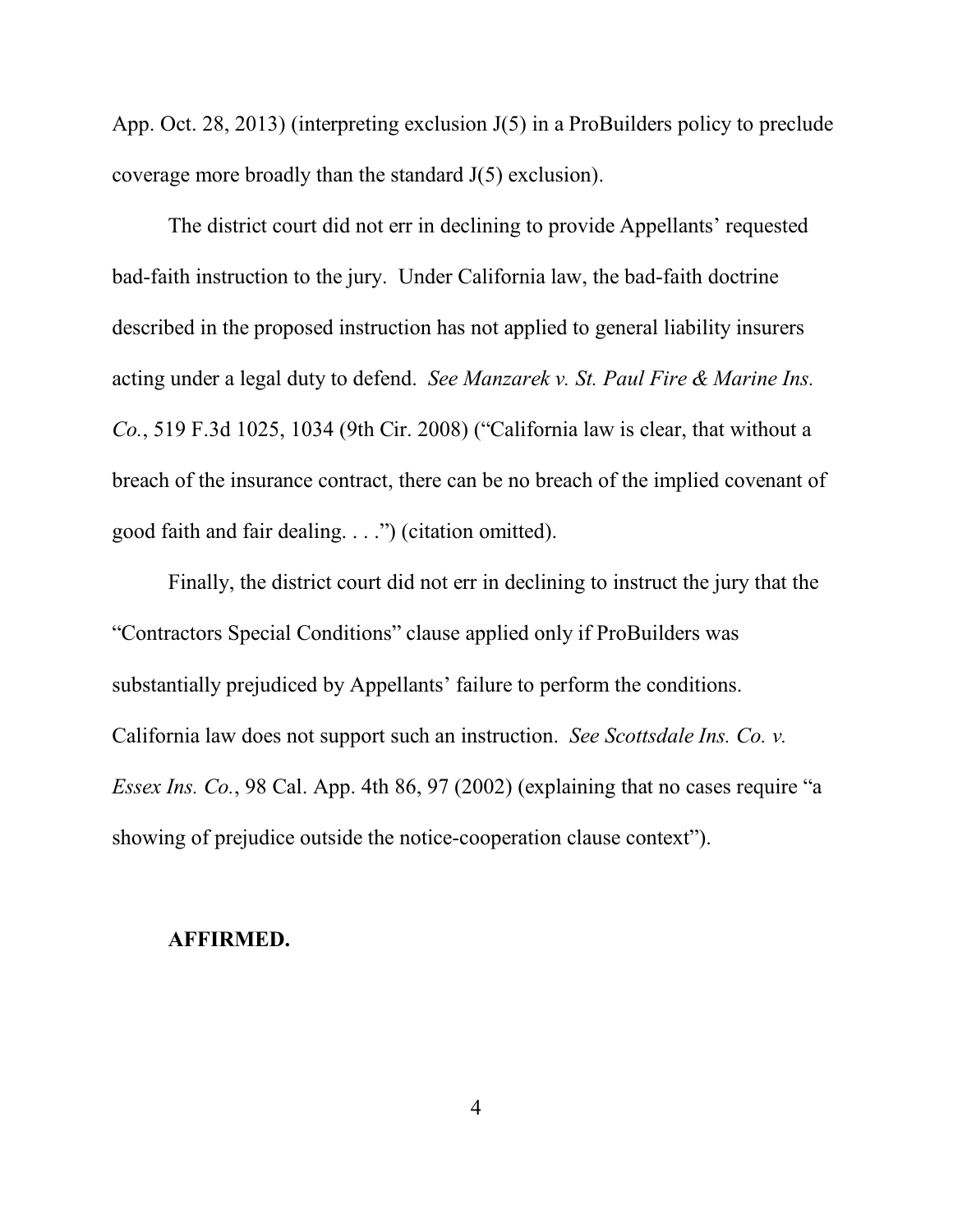App. Oct. 28, 2013) (interpreting exclusion J(5) in a ProBuilders policy to preclude coverage more broadly than the standard J(5) exclusion).

The district court did not err in declining to provide Appellants' requested bad-faith instruction to the jury. Under California law, the bad-faith doctrine described in the proposed instruction has not applied to general liability insurers acting under a legal duty to defend. *See Manzarek v. St. Paul Fire & Marine Ins. Co.*, 519 F.3d 1025, 1034 (9th Cir. 2008) ("California law is clear, that without a breach of the insurance contract, there can be no breach of the implied covenant of good faith and fair dealing. . . .") (citation omitted).

Finally, the district court did not err in declining to instruct the jury that the "Contractors Special Conditions" clause applied only if ProBuilders was substantially prejudiced by Appellants' failure to perform the conditions. California law does not support such an instruction. *See Scottsdale Ins. Co. v. Essex Ins. Co.*, 98 Cal. App. 4th 86, 97 (2002) (explaining that no cases require "a showing of prejudice outside the notice-cooperation clause context").

**AFFIRMED.**